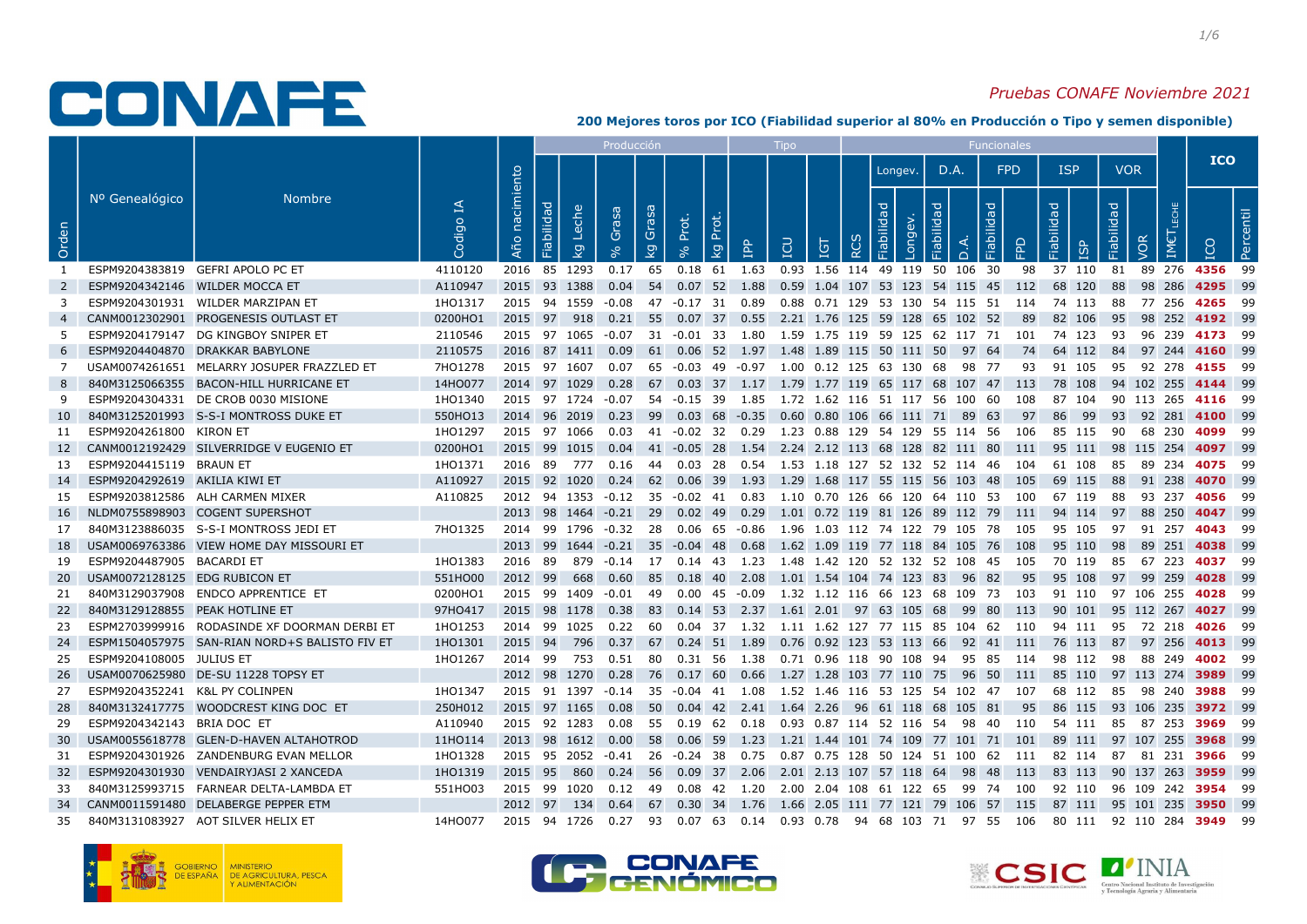# CONAFE

*Pruebas CONAFE Noviembre 2021*

**200 Mejores toros por ICO (Fiabilidad superior al 80% en Producción o Tipo y semen disponible)**

| Orden | Nº Genealógico | Nombre | Codigo IA | Año nacimiento | Producción | | | | | | | Tipo | | | Funcionales | | | | | | | | | | | | ICO | |
|---|---|---|---|---|---|---|---|---|---|---|---|---|---|---|---|---|---|---|---|---|---|---|---|---|---|---|---|---|
| | | | | | | | | | | | | | | | | Longev. | | D.A. | | FPD | | ISP | | VOR | | | | |
| | | | | | Fiabilidad | kg Leche | % Grasa | kg Grasa | % Prot. | kg Prot. | IPP | ICU | IGT | RCS | Fiabilidad | Longev. | Fiabilidad | D.A. | Fiabilidad | FPD | Fiabilidad | ISP | Fiabilidad | VOR | IM€T LECHE | ICO | Percentil |
| 1 | ESPM9204383819 | GEFRI APOLO PC ET | 4110120 | 2016 | 85 | 1293 | 0.17 | 65 | 0.18 | 61 | 1.63 | 0.93 | 1.56 | 114 | 49 | 119 | 50 | 106 | 30 | 98 | 37 | 110 | 81 | 89 | 276 | **4356** | 99 |
| 2 | ESPM9204342146 | WILDER MOCCA ET | A110947 | 2015 | 93 | 1388 | 0.04 | 54 | 0.07 | 52 | 1.88 | 0.59 | 1.04 | 107 | 53 | 123 | 54 | 115 | 45 | 112 | 68 | 120 | 88 | 98 | 286 | **4295** | 99 |
| 3 | ESPM9204301931 | WILDER MARZIPAN ET | 1HO1317 | 2015 | 94 | 1559 | -0.08 | 47 | -0.17 | 31 | 0.89 | 0.88 | 0.71 | 129 | 53 | 130 | 54 | 115 | 51 | 114 | 74 | 113 | 88 | 77 | 256 | **4265** | 99 |
| 4 | CANM0012302901 | PROGENESIS OUTLAST ET | 0200HO1 | 2015 | 97 | 918 | 0.21 | 55 | 0.07 | 37 | 0.55 | 2.21 | 1.76 | 125 | 59 | 128 | 65 | 102 | 52 | 89 | 82 | 106 | 95 | 98 | 252 | **4192** | 99 |
| 5 | ESPM9204179147 | DG KINGBOY SNIPER ET | 2110546 | 2015 | 97 | 1065 | -0.07 | 31 | -0.01 | 33 | 1.80 | 1.59 | 1.75 | 119 | 59 | 125 | 62 | 117 | 71 | 101 | 74 | 123 | 93 | 96 | 239 | **4173** | 99 |
| 6 | ESPM9204404870 | DRAKKAR BABYLONE | 2110575 | 2016 | 87 | 1411 | 0.09 | 61 | 0.06 | 52 | 1.97 | 1.48 | 1.89 | 115 | 50 | 111 | 50 | 97 | 64 | 74 | 64 | 112 | 84 | 97 | 244 | **4160** | 99 |
| 7 | USAM0074261651 | MELARRY JOSUPER FRAZZLED ET | 7HO1278 | 2015 | 97 | 1607 | 0.07 | 65 | -0.03 | 49 | -0.97 | 1.00 | 0.12 | 125 | 63 | 130 | 68 | 98 | 77 | 93 | 91 | 105 | 95 | 92 | 278 | **4155** | 99 |
| 8 | 840M3125066355 | BACON-HILL HURRICANE ET | 14HO077 | 2014 | 97 | 1029 | 0.28 | 67 | 0.03 | 37 | 1.17 | 1.79 | 1.77 | 119 | 65 | 117 | 68 | 107 | 47 | 113 | 78 | 108 | 94 | 102 | 255 | **4144** | 99 |
| 9 | ESPM9204304331 | DE CROB 0030 MISIONE | 1HO1340 | 2015 | 97 | 1724 | -0.07 | 54 | -0.15 | 39 | 1.85 | 1.72 | 1.62 | 116 | 51 | 117 | 56 | 100 | 60 | 108 | 87 | 104 | 90 | 113 | 265 | **4116** | 99 |
| 10 | 840M3125201993 | S-S-I MONTROSS DUKE ET | 550HO13 | 2014 | 96 | 2019 | 0.23 | 99 | 0.03 | 68 | -0.35 | 0.60 | 0.80 | 106 | 66 | 111 | 71 | 89 | 63 | 97 | 86 | 99 | 93 | 92 | 281 | **4100** | 99 |
| 11 | ESPM9204261800 | KIRON ET | 1HO1297 | 2015 | 97 | 1066 | 0.03 | 41 | -0.02 | 32 | 0.29 | 1.23 | 0.88 | 129 | 54 | 129 | 55 | 114 | 56 | 106 | 85 | 115 | 90 | 68 | 230 | **4099** | 99 |
| 12 | CANM0012192429 | SILVERRIDGE V EUGENIO ET | 0200HO1 | 2015 | 99 | 1015 | 0.04 | 41 | -0.05 | 28 | 1.54 | 2.24 | 2.12 | 113 | 68 | 128 | 82 | 111 | 80 | 111 | 95 | 111 | 98 | 115 | 254 | **4097** | 99 |
| 13 | ESPM9204415119 | BRAUN ET | 1HO1371 | 2016 | 89 | 777 | 0.16 | 44 | 0.03 | 28 | 0.54 | 1.53 | 1.18 | 127 | 52 | 132 | 52 | 114 | 46 | 104 | 61 | 108 | 85 | 89 | 234 | **4075** | 99 |
| 14 | ESPM9204292619 | AKILIA KIWI ET | A110927 | 2015 | 92 | 1020 | 0.24 | 62 | 0.06 | 39 | 1.93 | 1.29 | 1.68 | 117 | 55 | 115 | 56 | 103 | 48 | 105 | 69 | 115 | 88 | 91 | 238 | **4070** | 99 |
| 15 | ESPM9203812586 | ALH CARMEN MIXER | A110825 | 2012 | 94 | 1353 | -0.12 | 35 | -0.02 | 41 | 0.83 | 1.10 | 0.70 | 126 | 66 | 120 | 64 | 110 | 53 | 100 | 67 | 119 | 88 | 93 | 237 | **4056** | 99 |
| 16 | NLDM0755898903 | COGENT SUPERSHOT | | 2013 | 98 | 1464 | -0.21 | 29 | 0.02 | 49 | 0.29 | 1.01 | 0.72 | 119 | 81 | 126 | 89 | 112 | 79 | 111 | 94 | 114 | 97 | 88 | 250 | **4047** | 99 |
| 17 | 840M3123886035 | S-S-I MONTROSS JEDI ET | 7HO1325 | 2014 | 99 | 1796 | -0.32 | 28 | 0.06 | 65 | -0.86 | 1.96 | 1.03 | 112 | 74 | 122 | 79 | 105 | 78 | 105 | 95 | 105 | 97 | 91 | 257 | **4043** | 99 |
| 18 | USAM0069763386 | VIEW HOME DAY MISSOURI ET | | 2013 | 99 | 1644 | -0.21 | 35 | -0.04 | 48 | 0.68 | 1.62 | 1.09 | 119 | 77 | 118 | 84 | 105 | 76 | 108 | 95 | 110 | 98 | 89 | 251 | **4038** | 99 |
| 19 | ESPM9204487905 | BACARDI ET | 1HO1383 | 2016 | 89 | 879 | -0.14 | 17 | 0.14 | 43 | 1.23 | 1.48 | 1.42 | 120 | 52 | 132 | 52 | 108 | 45 | 105 | 70 | 119 | 85 | 67 | 223 | **4037** | 99 |
| 20 | USAM0072128125 | EDG RUBICON ET | 551HO00 | 2012 | 99 | 668 | 0.60 | 85 | 0.18 | 40 | 2.08 | 1.01 | 1.54 | 104 | 74 | 123 | 83 | 96 | 82 | 95 | 95 | 108 | 97 | 99 | 259 | **4028** | 99 |
| 21 | 840M3129037908 | ENDCO APPRENTICE ET | 0200HO1 | 2015 | 99 | 1409 | -0.01 | 49 | 0.00 | 45 | -0.09 | 1.32 | 1.12 | 116 | 66 | 123 | 68 | 109 | 73 | 103 | 91 | 110 | 97 | 106 | 255 | **4028** | 99 |
| 22 | 840M3129128855 | PEAK HOTLINE ET | 97HO417 | 2015 | 98 | 1178 | 0.38 | 83 | 0.14 | 53 | 2.37 | 1.61 | 2.01 | 97 | 63 | 105 | 68 | 99 | 80 | 113 | 90 | 101 | 95 | 112 | 267 | **4027** | 99 |
| 23 | ESPM2703999916 | RODASINDE XF DOORMAN DERBI ET | 1HO1253 | 2014 | 99 | 1025 | 0.22 | 60 | 0.04 | 37 | 1.32 | 1.11 | 1.62 | 127 | 77 | 115 | 85 | 104 | 62 | 110 | 94 | 111 | 95 | 72 | 218 | **4026** | 99 |
| 24 | ESPM1504057975 | SAN-RIAN NORD+S BALISTO FIV ET | 1HO1301 | 2015 | 94 | 796 | 0.37 | 67 | 0.24 | 51 | 1.89 | 0.76 | 0.92 | 123 | 53 | 113 | 66 | 92 | 41 | 111 | 76 | 113 | 87 | 97 | 256 | **4013** | 99 |
| 25 | ESPM9204108005 | JULIUS ET | 1HO1267 | 2014 | 99 | 753 | 0.51 | 80 | 0.31 | 56 | 1.38 | 0.71 | 0.96 | 118 | 90 | 108 | 94 | 95 | 85 | 114 | 98 | 112 | 98 | 88 | 249 | **4002** | 99 |
| 26 | USAM0070625980 | DE-SU 11228 TOPSY ET | | 2012 | 98 | 1270 | 0.28 | 76 | 0.17 | 60 | 0.66 | 1.27 | 1.28 | 103 | 77 | 110 | 75 | 96 | 50 | 111 | 85 | 110 | 97 | 113 | 274 | **3989** | 99 |
| 27 | ESPM9204352241 | K&L PY COLINPEN | 1HO1347 | 2015 | 91 | 1397 | -0.14 | 35 | -0.04 | 41 | 1.08 | 1.52 | 1.46 | 116 | 53 | 125 | 54 | 102 | 47 | 107 | 68 | 112 | 85 | 98 | 240 | **3988** | 99 |
| 28 | 840M3132417775 | WOODCREST KING DOC ET | 250HO12 | 2015 | 97 | 1165 | 0.08 | 50 | 0.04 | 42 | 2.41 | 1.64 | 2.26 | 96 | 61 | 118 | 68 | 105 | 81 | 95 | 86 | 115 | 93 | 106 | 235 | **3972** | 99 |
| 29 | ESPM9204342143 | BRIA DOC ET | A110940 | 2015 | 92 | 1283 | 0.08 | 55 | 0.19 | 62 | 0.18 | 0.93 | 0.87 | 114 | 52 | 116 | 54 | 98 | 40 | 110 | 54 | 111 | 85 | 87 | 253 | **3969** | 99 |
| 30 | USAM0055618778 | GLEN-D-HAVEN ALTAHOTROD | 11HO114 | 2013 | 98 | 1612 | 0.00 | 58 | 0.06 | 59 | 1.23 | 1.21 | 1.44 | 101 | 74 | 109 | 77 | 101 | 71 | 101 | 89 | 111 | 97 | 107 | 255 | **3968** | 99 |
| 31 | ESPM9204301926 | ZANDENBURG EVAN MELLOR | 1HO1328 | 2015 | 95 | 2052 | -0.41 | 26 | -0.24 | 38 | 0.75 | 0.87 | 0.75 | 128 | 50 | 124 | 51 | 100 | 62 | 111 | 82 | 114 | 87 | 81 | 231 | **3966** | 99 |
| 32 | ESPM9204301930 | VENDAIRYJASI 2 XANCEDA | 1HO1319 | 2015 | 95 | 860 | 0.24 | 56 | 0.09 | 37 | 2.06 | 2.01 | 2.13 | 107 | 57 | 118 | 64 | 98 | 48 | 113 | 83 | 113 | 90 | 137 | 263 | **3959** | 99 |
| 33 | 840M3125993715 | FARNEAR DELTA-LAMBDA ET | 551HO03 | 2015 | 99 | 1020 | 0.12 | 49 | 0.08 | 42 | 1.20 | 2.00 | 2.04 | 108 | 61 | 122 | 65 | 99 | 74 | 100 | 92 | 110 | 96 | 109 | 242 | **3954** | 99 |
| 34 | CANM0011591480 | DELABERGE PEPPER ETM | | 2012 | 97 | 134 | 0.64 | 67 | 0.30 | 34 | 1.76 | 1.66 | 2.05 | 111 | 77 | 121 | 79 | 106 | 57 | 115 | 87 | 111 | 95 | 101 | 235 | **3950** | 99 |
| 35 | 840M3131083927 | AOT SILVER HELIX ET | 14HO077 | 2015 | 94 | 1726 | 0.27 | 93 | 0.07 | 63 | 0.14 | 0.93 | 0.78 | 94 | 68 | 103 | 71 | 97 | 55 | 106 | 80 | 111 | 92 | 110 | 284 | **3949** | 99 |

GOBIERNO DE ESPAÑA — MINISTERIO DE AGRICULTURA, PESCA Y ALIMENTACIÓN

CONAFE GENÓMICO

CSIC — INIA Centro Nacional Instituto de Investigación y Tecnología Agraria y Alimentaria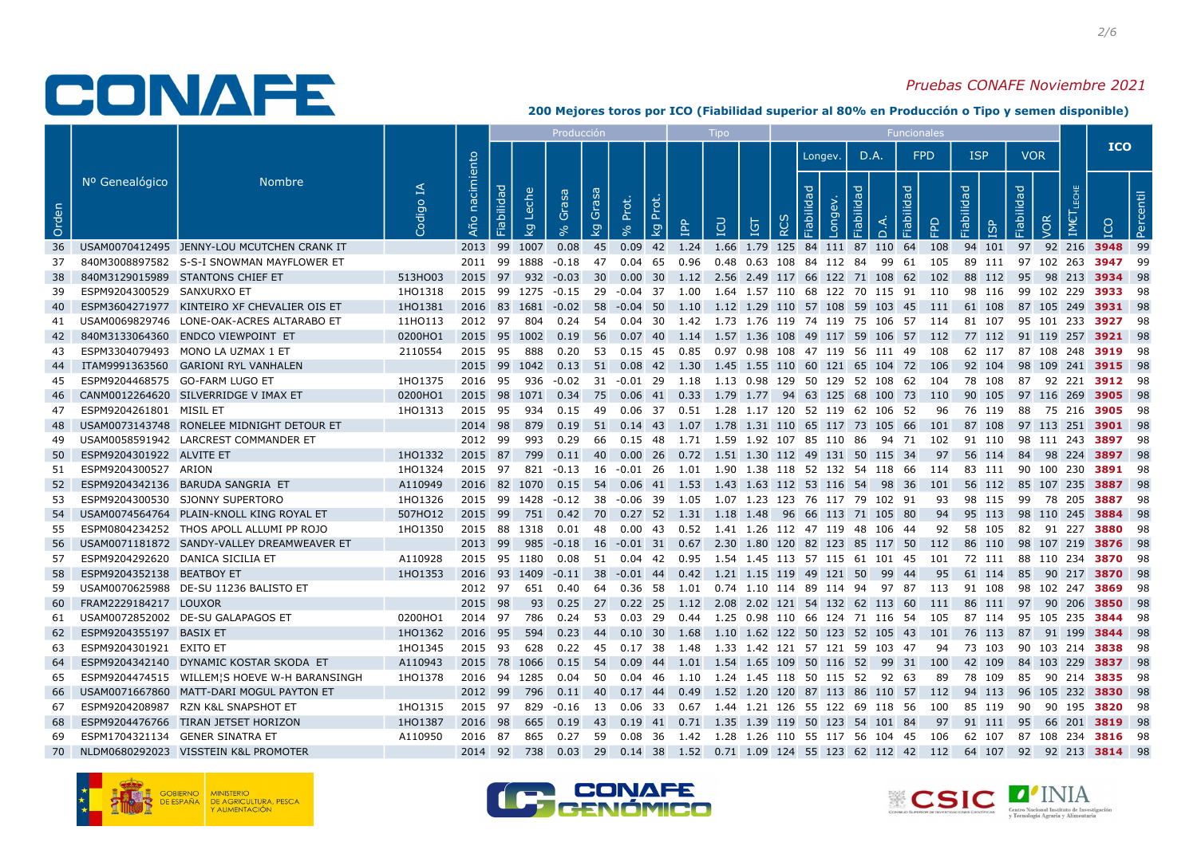**CONAFE**

*Pruebas CONAFE Noviembre 2021*

**200 Mejores toros por ICO (Fiabilidad superior al 80% en Producción o Tipo y semen disponible)**

| Orden | Nº Genealógico | Nombre | Codigo IA | Año nacimiento | Producción | | | | | | | Tipo | | | Funcionales | | | | | | | | | | | | ICO | |
|---|---|---|---|---|---|---|---|---|---|---|---|---|---|---|---|---|---|---|---|---|---|---|---|---|---|---|---|---|
| | | | | | | | | | | | | | | | | Longev. | | D.A. | | FPD | | ISP | | VOR | | | | |
| | | | | | Fiabilidad | kg Leche | % Grasa | kg Grasa | % Prot. | kg Prot. | IPP | ICU | IGT | RCS | Fiabilidad | Longev. | Fiabilidad | D.A. | Fiabilidad | FPD | Fiabilidad | ISP | Fiabilidad | VOR | IM€T LECHE | ICO | Percentil |
| 36 | USAM0070412495 | JENNY-LOU MCUTCHEN CRANK IT | | 2013 | 99 | 1007 | 0.08 | 45 | 0.09 | 42 | 1.24 | 1.66 | 1.79 | 125 | 84 | 111 | 87 | 110 | 64 | 108 | 94 | 101 | 97 | 92 | 216 | **3948** | 99 |
| 37 | 840M3008897582 | S-S-I SNOWMAN MAYFLOWER ET | | 2011 | 99 | 1888 | -0.18 | 47 | 0.04 | 65 | 0.96 | 0.48 | 0.63 | 108 | 84 | 112 | 84 | 99 | 61 | 105 | 89 | 111 | 97 | 102 | 263 | **3947** | 99 |
| 38 | 840M3129015989 | STANTONS CHIEF ET | 513HO03 | 2015 | 97 | 932 | -0.03 | 30 | 0.00 | 30 | 1.12 | 2.56 | 2.49 | 117 | 66 | 122 | 71 | 108 | 62 | 102 | 88 | 112 | 95 | 98 | 213 | **3934** | 98 |
| 39 | ESPM9204300529 | SANXURXO ET | 1HO1318 | 2015 | 99 | 1275 | -0.15 | 29 | -0.04 | 37 | 1.00 | 1.64 | 1.57 | 110 | 68 | 122 | 70 | 115 | 91 | 110 | 98 | 116 | 99 | 102 | 229 | **3933** | 98 |
| 40 | ESPM3604271977 | KINTEIRO XF CHEVALIER OIS ET | 1HO1381 | 2016 | 83 | 1681 | -0.02 | 58 | -0.04 | 50 | 1.10 | 1.12 | 1.29 | 110 | 57 | 108 | 59 | 103 | 45 | 111 | 61 | 108 | 87 | 105 | 249 | **3931** | 98 |
| 41 | USAM0069829746 | LONE-OAK-ACRES ALTARABO ET | 11HO113 | 2012 | 97 | 804 | 0.24 | 54 | 0.04 | 30 | 1.42 | 1.73 | 1.76 | 119 | 74 | 119 | 75 | 106 | 57 | 114 | 81 | 107 | 95 | 101 | 227 | **3927** | 98 |
| 42 | 840M3133064360 | ENDCO VIEWPOINT ET | 0200HO1 | 2015 | 95 | 1002 | 0.19 | 56 | 0.07 | 40 | 1.14 | 1.57 | 1.36 | 108 | 49 | 117 | 59 | 106 | 57 | 112 | 77 | 112 | 91 | 119 | 257 | **3921** | 98 |
| 43 | ESPM3304079493 | MONO LA UZMAX 1 ET | 2110554 | 2015 | 95 | 888 | 0.20 | 53 | 0.15 | 45 | 0.85 | 0.97 | 0.98 | 108 | 47 | 119 | 56 | 111 | 49 | 108 | 62 | 117 | 87 | 108 | 248 | **3919** | 98 |
| 44 | ITAM9991363560 | GARIONI RYL VANHALEN | | 2015 | 99 | 1042 | 0.13 | 51 | 0.08 | 42 | 1.30 | 1.45 | 1.55 | 110 | 60 | 121 | 65 | 104 | 72 | 106 | 92 | 104 | 98 | 109 | 241 | **3915** | 98 |
| 45 | ESPM9204468575 | GO-FARM LUGO ET | 1HO1375 | 2016 | 95 | 936 | -0.02 | 31 | -0.01 | 29 | 1.18 | 1.13 | 0.98 | 129 | 50 | 129 | 52 | 108 | 62 | 104 | 78 | 108 | 87 | 92 | 221 | **3912** | 98 |
| 46 | CANM0012264620 | SILVERRIDGE V IMAX ET | 0200HO1 | 2015 | 98 | 1071 | 0.34 | 75 | 0.06 | 41 | 0.33 | 1.79 | 1.77 | 94 | 63 | 125 | 68 | 100 | 73 | 110 | 90 | 105 | 97 | 116 | 269 | **3905** | 98 |
| 47 | ESPM9204261801 | MISIL ET | 1HO1313 | 2015 | 95 | 934 | 0.15 | 49 | 0.06 | 37 | 0.51 | 1.28 | 1.17 | 120 | 52 | 119 | 62 | 106 | 52 | 96 | 76 | 119 | 88 | 75 | 216 | **3905** | 98 |
| 48 | USAM0073143748 | RONELEE MIDNIGHT DETOUR ET | | 2014 | 98 | 879 | 0.19 | 51 | 0.14 | 43 | 1.07 | 1.78 | 1.31 | 110 | 65 | 117 | 73 | 105 | 66 | 101 | 87 | 108 | 97 | 113 | 251 | **3901** | 98 |
| 49 | USAM0058591942 | LARCREST COMMANDER ET | | 2012 | 99 | 993 | 0.29 | 66 | 0.15 | 48 | 1.71 | 1.59 | 1.92 | 107 | 85 | 110 | 86 | 94 | 71 | 102 | 91 | 110 | 98 | 111 | 243 | **3897** | 98 |
| 50 | ESPM9204301922 | ALVITE ET | 1HO1332 | 2015 | 87 | 799 | 0.11 | 40 | 0.00 | 26 | 0.72 | 1.51 | 1.30 | 112 | 49 | 131 | 50 | 115 | 34 | 97 | 56 | 114 | 84 | 98 | 224 | **3897** | 98 |
| 51 | ESPM9204300527 | ARION | 1HO1324 | 2015 | 97 | 821 | -0.13 | 16 | -0.01 | 26 | 1.01 | 1.90 | 1.38 | 118 | 52 | 132 | 54 | 118 | 66 | 114 | 83 | 111 | 90 | 100 | 230 | **3891** | 98 |
| 52 | ESPM9204342136 | BARUDA SANGRIA ET | A110949 | 2016 | 82 | 1070 | 0.15 | 54 | 0.06 | 41 | 1.53 | 1.43 | 1.63 | 112 | 53 | 116 | 54 | 98 | 36 | 101 | 56 | 112 | 85 | 107 | 235 | **3887** | 98 |
| 53 | ESPM9204300530 | SJONNY SUPERTORO | 1HO1326 | 2015 | 99 | 1428 | -0.12 | 38 | -0.06 | 39 | 1.05 | 1.07 | 1.23 | 123 | 76 | 117 | 79 | 102 | 91 | 93 | 98 | 115 | 99 | 78 | 205 | **3887** | 98 |
| 54 | USAM0074564764 | PLAIN-KNOLL KING ROYAL ET | 507HO12 | 2015 | 99 | 751 | 0.42 | 70 | 0.27 | 52 | 1.31 | 1.18 | 1.48 | 96 | 66 | 113 | 71 | 105 | 80 | 94 | 95 | 113 | 98 | 110 | 245 | **3884** | 98 |
| 55 | ESPM0804234252 | THOS APOLL ALLUMI PP ROJO | 1HO1350 | 2015 | 88 | 1318 | 0.01 | 48 | 0.00 | 43 | 0.52 | 1.41 | 1.26 | 112 | 47 | 119 | 48 | 106 | 44 | 92 | 58 | 105 | 82 | 91 | 227 | **3880** | 98 |
| 56 | USAM0071181872 | SANDY-VALLEY DREAMWEAVER ET | | 2013 | 99 | 985 | -0.18 | 16 | -0.01 | 31 | 0.67 | 2.30 | 1.80 | 120 | 82 | 123 | 85 | 117 | 50 | 112 | 86 | 110 | 98 | 107 | 219 | **3876** | 98 |
| 57 | ESPM9204292620 | DANICA SICILIA ET | A110928 | 2015 | 95 | 1180 | 0.08 | 51 | 0.04 | 42 | 0.95 | 1.54 | 1.45 | 113 | 57 | 115 | 61 | 101 | 45 | 101 | 72 | 111 | 88 | 110 | 234 | **3870** | 98 |
| 58 | ESPM9204352138 | BEATBOY ET | 1HO1353 | 2016 | 93 | 1409 | -0.11 | 38 | -0.01 | 44 | 0.42 | 1.21 | 1.15 | 119 | 49 | 121 | 50 | 99 | 44 | 95 | 61 | 114 | 85 | 90 | 217 | **3870** | 98 |
| 59 | USAM0070625988 | DE-SU 11236 BALISTO ET | | 2012 | 97 | 651 | 0.40 | 64 | 0.36 | 58 | 1.01 | 0.74 | 1.10 | 114 | 89 | 114 | 94 | 97 | 87 | 113 | 91 | 108 | 98 | 102 | 247 | **3869** | 98 |
| 60 | FRAM2229184217 | LOUXOR | | 2015 | 98 | 93 | 0.25 | 27 | 0.22 | 25 | 1.12 | 2.08 | 2.02 | 121 | 54 | 132 | 62 | 113 | 60 | 111 | 86 | 111 | 97 | 90 | 206 | **3850** | 98 |
| 61 | USAM0072852002 | DE-SU GALAPAGOS ET | 0200HO1 | 2014 | 97 | 786 | 0.24 | 53 | 0.03 | 29 | 0.44 | 1.25 | 0.98 | 110 | 66 | 124 | 71 | 116 | 54 | 105 | 87 | 114 | 95 | 105 | 235 | **3844** | 98 |
| 62 | ESPM9204355197 | BASIX ET | 1HO1362 | 2016 | 95 | 594 | 0.23 | 44 | 0.10 | 30 | 1.68 | 1.10 | 1.62 | 122 | 50 | 123 | 52 | 105 | 43 | 101 | 76 | 113 | 87 | 91 | 199 | **3844** | 98 |
| 63 | ESPM9204301921 | EXITO ET | 1HO1345 | 2015 | 93 | 628 | 0.22 | 45 | 0.17 | 38 | 1.48 | 1.33 | 1.42 | 121 | 57 | 121 | 59 | 103 | 47 | 94 | 73 | 103 | 90 | 103 | 214 | **3838** | 98 |
| 64 | ESPM9204342140 | DYNAMIC KOSTAR SKODA ET | A110943 | 2015 | 78 | 1066 | 0.15 | 54 | 0.09 | 44 | 1.01 | 1.54 | 1.65 | 109 | 50 | 116 | 52 | 99 | 31 | 100 | 42 | 109 | 84 | 103 | 229 | **3837** | 98 |
| 65 | ESPM9204474515 | WILLEM¦S HOEVE W-H BARANSINGH | 1HO1378 | 2016 | 94 | 1285 | 0.04 | 50 | 0.04 | 46 | 1.10 | 1.24 | 1.45 | 118 | 50 | 115 | 52 | 92 | 63 | 89 | 78 | 109 | 85 | 90 | 214 | **3835** | 98 |
| 66 | USAM0071667860 | MATT-DARI MOGUL PAYTON ET | | 2012 | 99 | 796 | 0.11 | 40 | 0.17 | 44 | 0.49 | 1.52 | 1.20 | 120 | 87 | 113 | 86 | 110 | 57 | 112 | 94 | 113 | 96 | 105 | 232 | **3830** | 98 |
| 67 | ESPM9204208987 | RZN K&L SNAPSHOT ET | 1HO1315 | 2015 | 97 | 829 | -0.16 | 13 | 0.06 | 33 | 0.67 | 1.44 | 1.21 | 126 | 55 | 122 | 69 | 118 | 56 | 100 | 85 | 119 | 90 | 90 | 195 | **3820** | 98 |
| 68 | ESPM9204476766 | TIRAN JETSET HORIZON | 1HO1387 | 2016 | 98 | 665 | 0.19 | 43 | 0.19 | 41 | 0.71 | 1.35 | 1.39 | 119 | 50 | 123 | 54 | 101 | 84 | 97 | 91 | 111 | 95 | 66 | 201 | **3819** | 98 |
| 69 | ESPM1704321134 | GENER SINATRA ET | A110950 | 2016 | 87 | 865 | 0.27 | 59 | 0.08 | 36 | 1.42 | 1.28 | 1.26 | 110 | 55 | 117 | 56 | 104 | 45 | 106 | 62 | 107 | 87 | 108 | 234 | **3816** | 98 |
| 70 | NLDM0680292023 | VISSTEIN K&L PROMOTER | | 2014 | 92 | 738 | 0.03 | 29 | 0.14 | 38 | 1.52 | 0.71 | 1.09 | 124 | 55 | 123 | 62 | 112 | 42 | 112 | 64 | 107 | 92 | 92 | 213 | **3814** | 98 |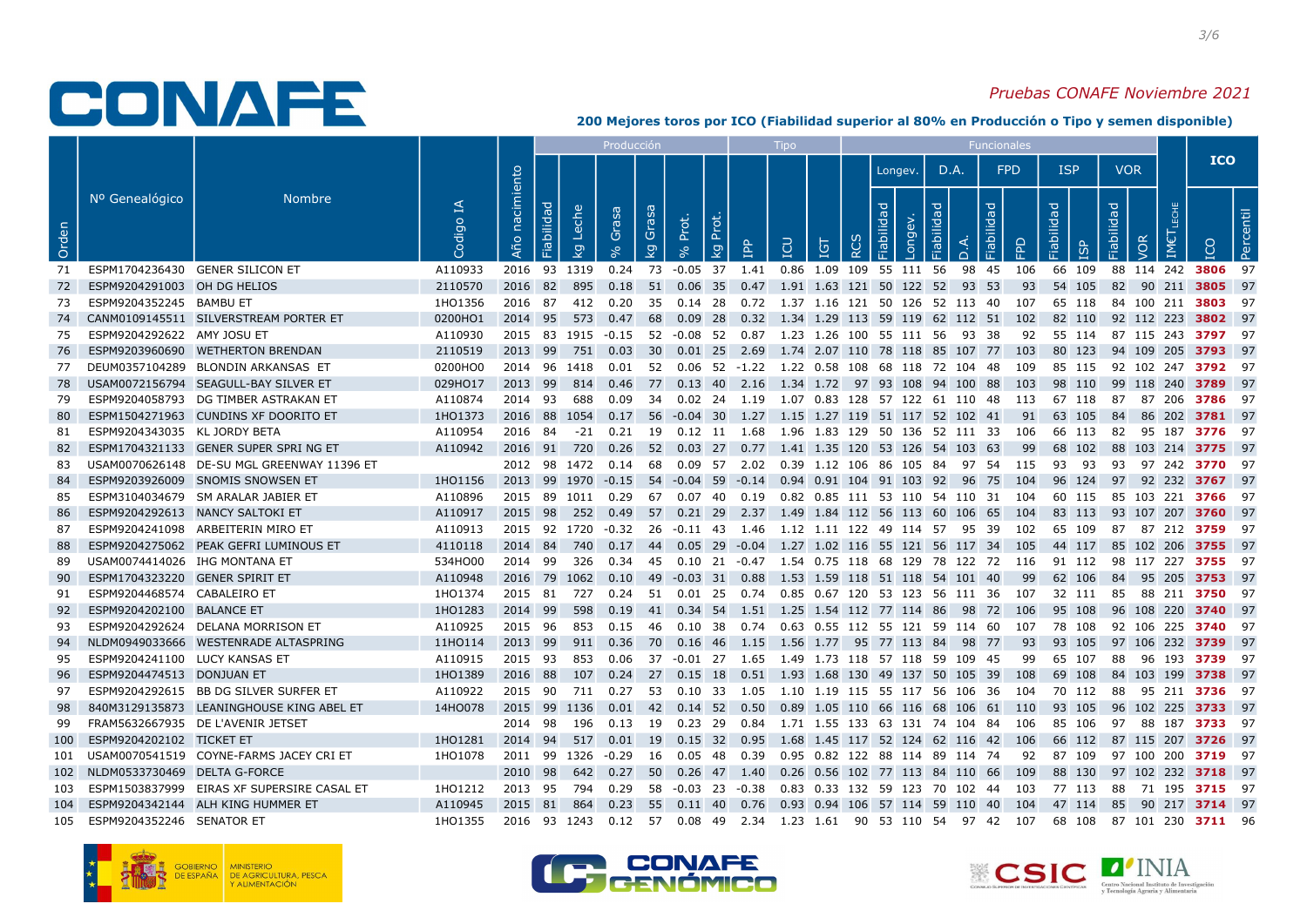*Pruebas CONAFE Noviembre 2021*

**200 Mejores toros por ICO (Fiabilidad superior al 80% en Producción o Tipo y semen disponible)**

| | | | | | Producción | | | | | | Tipo | | | Funcionales | | | | | | | | | | | | ICO | |
|---|---|---|---|---|---|---|---|---|---|---|---|---|---|---|---|---|---|---|---|---|---|---|---|---|---|---|---|
| | | | | | | | | | | | | | | | Longev. | | D.A. | | FPD | | ISP | | VOR | | | | |
| Orden | Nº Genealógico | Nombre | Codigo IA | Año nacimiento | Fiabilidad | kg Leche | % Grasa | kg Grasa | % Prot. | kg Prot. | IPP | ICU | IGT | RCS | Fiabilidad | Longev. | Fiabilidad | D.A. | Fiabilidad | FPD | Fiabilidad | ISP | Fiabilidad | VOR | $IM€T_{LECHE}$ | ICO | Percentil |
| 71 | ESPM1704236430 | GENER SILICON ET | A110933 | 2016 | 93 | 1319 | 0.24 | 73 | -0.05 | 37 | 1.41 | 0.86 | 1.09 | 109 | 55 | 111 | 56 | 98 | 45 | 106 | 66 | 109 | 88 | 114 | 242 | **3806** | 97 |
| 72 | ESPM9204291003 | OH DG HELIOS | 2110570 | 2016 | 82 | 895 | 0.18 | 51 | 0.06 | 35 | 0.47 | 1.91 | 1.63 | 121 | 50 | 122 | 52 | 93 | 53 | 93 | 54 | 105 | 82 | 90 | 211 | **3805** | 97 |
| 73 | ESPM9204352245 | BAMBU ET | 1HO1356 | 2016 | 87 | 412 | 0.20 | 35 | 0.14 | 28 | 0.72 | 1.37 | 1.16 | 121 | 50 | 126 | 52 | 113 | 40 | 107 | 65 | 118 | 84 | 100 | 211 | **3803** | 97 |
| 74 | CANM0109145511 | SILVERSTREAM PORTER ET | 0200HO1 | 2014 | 95 | 573 | 0.47 | 68 | 0.09 | 28 | 0.32 | 1.34 | 1.29 | 113 | 59 | 119 | 62 | 112 | 51 | 102 | 82 | 110 | 92 | 112 | 223 | **3802** | 97 |
| 75 | ESPM9204292622 | AMY JOSU ET | A110930 | 2015 | 83 | 1915 | -0.15 | 52 | -0.08 | 52 | 0.87 | 1.23 | 1.26 | 100 | 55 | 111 | 56 | 93 | 38 | 92 | 55 | 114 | 87 | 115 | 243 | **3797** | 97 |
| 76 | ESPM9203960690 | WETHERTON BRENDAN | 2110519 | 2013 | 99 | 751 | 0.03 | 30 | 0.01 | 25 | 2.69 | 1.74 | 2.07 | 110 | 78 | 118 | 85 | 107 | 77 | 103 | 80 | 123 | 94 | 109 | 205 | **3793** | 97 |
| 77 | DEUM0357104289 | BLONDIN ARKANSAS ET | 0200HO0 | 2014 | 96 | 1418 | 0.01 | 52 | 0.06 | 52 | -1.22 | 1.22 | 0.58 | 108 | 68 | 118 | 72 | 104 | 48 | 109 | 85 | 115 | 92 | 102 | 247 | **3792** | 97 |
| 78 | USAM0072156794 | SEAGULL-BAY SILVER ET | 029HO17 | 2013 | 99 | 814 | 0.46 | 77 | 0.13 | 40 | 2.16 | 1.34 | 1.72 | 97 | 93 | 108 | 94 | 100 | 88 | 103 | 98 | 110 | 99 | 118 | 240 | **3789** | 97 |
| 79 | ESPM9204058793 | DG TIMBER ASTRAKAN ET | A110874 | 2014 | 93 | 688 | 0.09 | 34 | 0.02 | 24 | 1.19 | 1.07 | 0.83 | 128 | 57 | 122 | 61 | 110 | 48 | 113 | 67 | 118 | 87 | 87 | 206 | **3786** | 97 |
| 80 | ESPM1504271963 | CUNDINS XF DOORITO ET | 1HO1373 | 2016 | 88 | 1054 | 0.17 | 56 | -0.04 | 30 | 1.27 | 1.15 | 1.27 | 119 | 51 | 117 | 52 | 102 | 41 | 91 | 63 | 105 | 84 | 86 | 202 | **3781** | 97 |
| 81 | ESPM9204343035 | KL JORDY BETA | A110954 | 2016 | 84 | -21 | 0.21 | 19 | 0.12 | 11 | 1.68 | 1.96 | 1.83 | 129 | 50 | 136 | 52 | 111 | 33 | 106 | 66 | 113 | 82 | 95 | 187 | **3776** | 97 |
| 82 | ESPM1704321133 | GENER SUPER SPRI NG ET | A110942 | 2016 | 91 | 720 | 0.26 | 52 | 0.03 | 27 | 0.77 | 1.41 | 1.35 | 120 | 53 | 126 | 54 | 103 | 63 | 99 | 68 | 102 | 88 | 103 | 214 | **3775** | 97 |
| 83 | USAM0070626148 | DE-SU MGL GREENWAY 11396 ET | | 2012 | 98 | 1472 | 0.14 | 68 | 0.09 | 57 | 2.02 | 0.39 | 1.12 | 106 | 86 | 105 | 84 | 97 | 54 | 115 | 93 | 93 | 93 | 97 | 242 | **3770** | 97 |
| 84 | ESPM9203926009 | SNOMIS SNOWSEN ET | 1HO1156 | 2013 | 99 | 1970 | -0.15 | 54 | -0.04 | 59 | -0.14 | 0.94 | 0.91 | 104 | 91 | 103 | 92 | 96 | 75 | 104 | 96 | 124 | 97 | 92 | 232 | **3767** | 97 |
| 85 | ESPM3104034679 | SM ARALAR JABIER ET | A110896 | 2015 | 89 | 1011 | 0.29 | 67 | 0.07 | 40 | 0.19 | 0.82 | 0.85 | 111 | 53 | 110 | 54 | 110 | 31 | 104 | 60 | 115 | 85 | 103 | 221 | **3766** | 97 |
| 86 | ESPM9204292613 | NANCY SALTOKI ET | A110917 | 2015 | 98 | 252 | 0.49 | 57 | 0.21 | 29 | 2.37 | 1.49 | 1.84 | 112 | 56 | 113 | 60 | 106 | 65 | 104 | 83 | 113 | 93 | 107 | 207 | **3760** | 97 |
| 87 | ESPM9204241098 | ARBEITERIN MIRO ET | A110913 | 2015 | 92 | 1720 | -0.32 | 26 | -0.11 | 43 | 1.46 | 1.12 | 1.11 | 122 | 49 | 114 | 57 | 95 | 39 | 102 | 65 | 109 | 87 | 87 | 212 | **3759** | 97 |
| 88 | ESPM9204275062 | PEAK GEFRI LUMINOUS ET | 4110118 | 2014 | 84 | 740 | 0.17 | 44 | 0.05 | 29 | -0.04 | 1.27 | 1.02 | 116 | 55 | 121 | 56 | 117 | 34 | 105 | 44 | 117 | 85 | 102 | 206 | **3755** | 97 |
| 89 | USAM0074414026 | IHG MONTANA ET | 534HO00 | 2014 | 99 | 326 | 0.34 | 45 | 0.10 | 21 | -0.47 | 1.54 | 0.75 | 118 | 68 | 129 | 78 | 122 | 72 | 116 | 91 | 112 | 98 | 117 | 227 | **3755** | 97 |
| 90 | ESPM1704323220 | GENER SPIRIT ET | A110948 | 2016 | 79 | 1062 | 0.10 | 49 | -0.03 | 31 | 0.88 | 1.53 | 1.59 | 118 | 51 | 118 | 54 | 101 | 40 | 99 | 62 | 106 | 84 | 95 | 205 | **3753** | 97 |
| 91 | ESPM9204468574 | CABALEIRO ET | 1HO1374 | 2015 | 81 | 727 | 0.24 | 51 | 0.01 | 25 | 0.74 | 0.85 | 0.67 | 120 | 53 | 123 | 56 | 111 | 36 | 107 | 32 | 111 | 85 | 88 | 211 | **3750** | 97 |
| 92 | ESPM9204202100 | BALANCE ET | 1HO1283 | 2014 | 99 | 598 | 0.19 | 41 | 0.34 | 54 | 1.51 | 1.25 | 1.54 | 112 | 77 | 114 | 86 | 98 | 72 | 106 | 95 | 108 | 96 | 108 | 220 | **3740** | 97 |
| 93 | ESPM9204292624 | DELANA MORRISON ET | A110925 | 2015 | 96 | 853 | 0.15 | 46 | 0.10 | 38 | 0.74 | 0.63 | 0.55 | 112 | 55 | 121 | 59 | 114 | 60 | 107 | 78 | 108 | 92 | 106 | 225 | **3740** | 97 |
| 94 | NLDM0949033666 | WESTENRADE ALTASPRING | 11HO114 | 2013 | 99 | 911 | 0.36 | 70 | 0.16 | 46 | 1.15 | 1.56 | 1.77 | 95 | 77 | 113 | 84 | 98 | 77 | 93 | 93 | 105 | 97 | 106 | 232 | **3739** | 97 |
| 95 | ESPM9204241100 | LUCY KANSAS ET | A110915 | 2015 | 93 | 853 | 0.06 | 37 | -0.01 | 27 | 1.65 | 1.49 | 1.73 | 118 | 57 | 118 | 59 | 109 | 45 | 99 | 65 | 107 | 88 | 96 | 193 | **3739** | 97 |
| 96 | ESPM9204474513 | DONJUAN ET | 1HO1389 | 2016 | 88 | 107 | 0.24 | 27 | 0.15 | 18 | 0.51 | 1.93 | 1.68 | 130 | 49 | 137 | 50 | 105 | 39 | 108 | 69 | 108 | 84 | 103 | 199 | **3738** | 97 |
| 97 | ESPM9204292615 | BB DG SILVER SURFER ET | A110922 | 2015 | 90 | 711 | 0.27 | 53 | 0.10 | 33 | 1.05 | 1.10 | 1.19 | 115 | 55 | 117 | 56 | 106 | 36 | 104 | 70 | 112 | 88 | 95 | 211 | **3736** | 97 |
| 98 | 840M3129135873 | LEANINGHOUSE KING ABEL ET | 14HO078 | 2015 | 99 | 1136 | 0.01 | 42 | 0.14 | 52 | 0.50 | 0.89 | 1.05 | 110 | 66 | 116 | 68 | 106 | 61 | 110 | 93 | 105 | 96 | 102 | 225 | **3733** | 97 |
| 99 | FRAM5632667935 | DE L'AVENIR JETSET | | 2014 | 98 | 196 | 0.13 | 19 | 0.23 | 29 | 0.84 | 1.71 | 1.55 | 133 | 63 | 131 | 74 | 104 | 84 | 106 | 85 | 106 | 97 | 88 | 187 | **3733** | 97 |
| 100 | ESPM9204202102 | TICKET ET | 1HO1281 | 2014 | 94 | 517 | 0.01 | 19 | 0.15 | 32 | 0.95 | 1.68 | 1.45 | 117 | 52 | 124 | 62 | 116 | 42 | 106 | 66 | 112 | 87 | 115 | 207 | **3726** | 97 |
| 101 | USAM0070541519 | COYNE-FARMS JACEY CRI ET | 1HO1078 | 2011 | 99 | 1326 | -0.29 | 16 | 0.05 | 48 | 0.39 | 0.95 | 0.82 | 122 | 88 | 114 | 89 | 114 | 74 | 92 | 87 | 109 | 97 | 100 | 200 | **3719** | 97 |
| 102 | NLDM0533730469 | DELTA G-FORCE | | 2010 | 98 | 642 | 0.27 | 50 | 0.26 | 47 | 1.40 | 0.26 | 0.56 | 102 | 77 | 113 | 84 | 110 | 66 | 109 | 88 | 130 | 97 | 102 | 232 | **3718** | 97 |
| 103 | ESPM1503837999 | EIRAS XF SUPERSIRE CASAL ET | 1HO1212 | 2013 | 95 | 794 | 0.29 | 58 | -0.03 | 23 | -0.38 | 0.83 | 0.33 | 132 | 59 | 123 | 70 | 102 | 44 | 103 | 77 | 113 | 88 | 71 | 195 | **3715** | 97 |
| 104 | ESPM9204342144 | ALH KING HUMMER ET | A110945 | 2015 | 81 | 864 | 0.23 | 55 | 0.11 | 40 | 0.76 | 0.93 | 0.94 | 106 | 57 | 114 | 59 | 110 | 40 | 104 | 47 | 114 | 85 | 90 | 217 | **3714** | 97 |
| 105 | ESPM9204352246 | SENATOR ET | 1HO1355 | 2016 | 93 | 1243 | 0.12 | 57 | 0.08 | 49 | 2.34 | 1.23 | 1.61 | 90 | 53 | 110 | 54 | 97 | 42 | 107 | 68 | 108 | 87 | 101 | 230 | **3711** | 96 |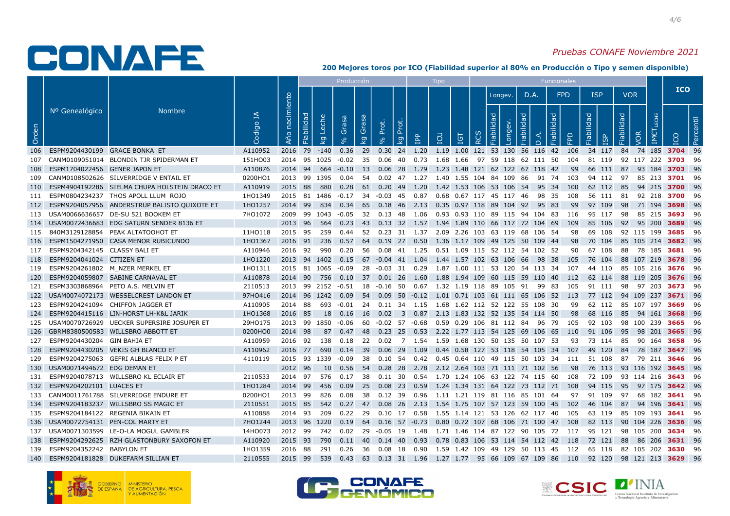# CONAFE

*Pruebas CONAFE Noviembre 2021*

**200 Mejores toros por ICO (Fiabilidad superior al 80% en Producción o Tipo y semen disponible)**

| Orden | Nº Genealógico | Nombre | Codigo IA | Año nacimiento | Producción | | | | | | | Tipo | | | Funcionales | | | | | | | | | | | | ICO | |
|---|---|---|---|---|---|---|---|---|---|---|---|---|---|---|---|---|---|---|---|---|---|---|---|---|---|---|---|---|
| | | | | | Fiabilidad | kg Leche | % Grasa | kg Grasa | % Prot. | kg Prot. | IPP | ICU | IGT | RCS | Longev. | | D.A. | | FPD | | ISP | | VOR | | $IM€T_{LECHE}$ | | | |
| | | | | | | | | | | | | | | | Fiabilidad | Longev. | Fiabilidad | D.A. | Fiabilidad | FPD | Fiabilidad | ISP | Fiabilidad | VOR | | | ICO | Percentil |
| 106 | ESPM9204430199 | GRACE BONKA ET | A110952 | 2016 | 79 | -140 | 0.36 | 29 | 0.30 | 24 | 1.20 | 1.19 | 1.00 | 121 | 53 | 130 | 56 | 116 | 42 | 106 | 34 | 117 | 84 | 74 | 185 | | **3704** | 96 |
| 107 | CANM0109051014 | BLONDIN TJR SPIDERMAN ET | 151HO03 | 2014 | 95 | 1025 | -0.02 | 35 | 0.06 | 40 | 0.73 | 1.68 | 1.66 | 97 | 59 | 118 | 62 | 111 | 50 | 104 | 81 | 119 | 92 | 117 | 222 | | **3703** | 96 |
| 108 | ESPM1704022456 | GENER JAPON ET | A110876 | 2014 | 94 | 664 | -0.10 | 13 | 0.06 | 28 | 1.79 | 1.23 | 1.48 | 121 | 62 | 122 | 67 | 118 | 42 | 99 | 66 | 111 | 87 | 93 | 184 | | **3703** | 96 |
| 109 | CANM0108502626 | SILVERRIDGE V ENTAIL ET | 0200HO1 | 2013 | 99 | 1395 | 0.04 | 54 | 0.02 | 47 | 1.27 | 1.40 | 1.55 | 104 | 84 | 109 | 86 | 91 | 74 | 103 | 94 | 112 | 97 | 85 | 213 | | **3701** | 96 |
| 110 | ESPM4904192286 | SIELMA CHUPA HOLSTEIN DRACO ET | A110919 | 2015 | 88 | 880 | 0.28 | 61 | 0.20 | 49 | 1.20 | 1.42 | 1.53 | 106 | 53 | 106 | 54 | 95 | 34 | 100 | 62 | 112 | 85 | 94 | 215 | | **3700** | 96 |
| 111 | ESPM0804234237 | THOS APOLL LLUM ROJO | 1HO1349 | 2015 | 81 | 1486 | -0.17 | 34 | -0.03 | 45 | 0.87 | 0.68 | 0.67 | 117 | 45 | 117 | 46 | 98 | 35 | 108 | 56 | 111 | 81 | 92 | 218 | | **3700** | 96 |
| 112 | ESPM9204057956 | ANDERSTRUP BALISTO QUIXOTE ET | 1HO1257 | 2014 | 99 | 834 | 0.34 | 65 | 0.18 | 46 | 2.13 | 0.35 | 0.97 | 118 | 89 | 104 | 92 | 95 | 83 | 99 | 97 | 109 | 98 | 71 | 194 | | **3698** | 96 |
| 113 | USAM0066636657 | DE-SU 521 BOOKEM ET | 7HO1072 | 2009 | 99 | 1043 | -0.05 | 32 | 0.13 | 48 | 1.06 | 0.93 | 0.93 | 110 | 89 | 115 | 94 | 104 | 83 | 116 | 95 | 117 | 98 | 85 | 215 | | **3693** | 96 |
| 114 | USAM0072436683 | EDG SATURN SENDER 8136 ET | | 2013 | 96 | 564 | 0.23 | 43 | 0.13 | 32 | 1.57 | 1.94 | 1.89 | 110 | 66 | 117 | 72 | 104 | 69 | 109 | 85 | 106 | 92 | 95 | 200 | | **3689** | 96 |
| 115 | 840M3129128854 | PEAK ALTATOOHOT ET | 11HO118 | 2015 | 95 | 259 | 0.44 | 52 | 0.23 | 31 | 1.37 | 2.09 | 2.26 | 103 | 63 | 119 | 68 | 106 | 54 | 98 | 69 | 108 | 92 | 115 | 199 | | **3685** | 96 |
| 116 | ESPM1504271950 | CASA MENOR RUBICUNDO | 1HO1367 | 2016 | 91 | 236 | 0.57 | 64 | 0.19 | 27 | 0.50 | 1.36 | 1.17 | 109 | 49 | 125 | 50 | 109 | 44 | 98 | 70 | 104 | 85 | 105 | 214 | | **3682** | 96 |
| 117 | ESPM9204342145 | CLASSY BALI ET | A110946 | 2016 | 92 | 990 | 0.20 | 56 | 0.08 | 41 | 1.25 | 0.51 | 1.09 | 115 | 52 | 112 | 54 | 102 | 52 | 90 | 67 | 108 | 88 | 78 | 185 | | **3681** | 96 |
| 118 | ESPM9204041024 | CITIZEN ET | 1HO1220 | 2013 | 94 | 1402 | 0.15 | 67 | -0.04 | 41 | 1.04 | 1.44 | 1.57 | 102 | 63 | 106 | 66 | 98 | 38 | 105 | 76 | 104 | 88 | 107 | 219 | | **3678** | 96 |
| 119 | ESPM9204261802 | M_NZER MERKEL ET | 1HO1311 | 2015 | 81 | 1065 | -0.09 | 28 | -0.03 | 31 | 0.29 | 1.87 | 1.00 | 111 | 53 | 120 | 54 | 113 | 34 | 107 | 44 | 110 | 85 | 105 | 216 | | **3676** | 96 |
| 120 | ESPM9204059807 | SABINE CARNAVAL ET | A110878 | 2014 | 90 | 756 | 0.10 | 37 | 0.01 | 26 | 1.60 | 1.88 | 1.94 | 109 | 60 | 115 | 59 | 110 | 40 | 112 | 62 | 114 | 88 | 119 | 205 | | **3676** | 96 |
| 121 | ESPM3303868964 | PETO A.S. MELVIN ET | 2110513 | 2013 | 99 | 2152 | -0.51 | 18 | -0.16 | 50 | 0.67 | 1.32 | 1.19 | 118 | 89 | 105 | 91 | 99 | 83 | 105 | 91 | 111 | 98 | 97 | 203 | | **3673** | 96 |
| 122 | USAM0074072173 | WESSELCREST LANDON ET | 97HO416 | 2014 | 96 | 1242 | 0.09 | 54 | 0.09 | 50 | -0.12 | 1.01 | 0.71 | 103 | 61 | 111 | 65 | 106 | 52 | 113 | 77 | 112 | 94 | 109 | 237 | | **3671** | 96 |
| 123 | ESPM9204241094 | CHIFFON JAGGER ET | A110905 | 2014 | 88 | 693 | -0.01 | 24 | 0.11 | 34 | 1.15 | 1.68 | 1.62 | 112 | 52 | 122 | 55 | 108 | 30 | 99 | 62 | 112 | 85 | 107 | 197 | | **3669** | 96 |
| 124 | ESPM9204415116 | LIN-HORST LH-K&L JARIK | 1HO1368 | 2016 | 85 | 18 | 0.16 | 16 | 0.02 | 3 | 0.87 | 2.13 | 1.83 | 132 | 52 | 135 | 54 | 114 | 50 | 98 | 68 | 116 | 85 | 94 | 161 | | **3668** | 96 |
| 125 | USAM0070726929 | UECKER SUPERSIRE JOSUPER ET | 29HO175 | 2013 | 99 | 1850 | -0.06 | 60 | -0.02 | 57 | -0.68 | 0.59 | 0.29 | 106 | 81 | 112 | 84 | 96 | 79 | 105 | 92 | 103 | 98 | 100 | 239 | | **3665** | 96 |
| 126 | GBRM8380500583 | WILLSBRO ABBOTT ET | 0200HO0 | 2014 | 98 | 87 | 0.47 | 48 | 0.23 | 25 | 0.53 | 2.22 | 1.77 | 113 | 54 | 125 | 69 | 106 | 65 | 110 | 91 | 106 | 95 | 98 | 201 | | **3665** | 96 |
| 127 | ESPM9204430204 | GIN BAHIA ET | A110959 | 2016 | 92 | 138 | 0.18 | 22 | 0.02 | 7 | 1.54 | 1.59 | 1.68 | 130 | 50 | 135 | 50 | 107 | 53 | 93 | 73 | 114 | 85 | 90 | 164 | | **3658** | 96 |
| 128 | ESPM9204430205 | VEKIS GH BLANCO ET | A110962 | 2016 | 77 | 690 | 0.14 | 39 | 0.06 | 29 | 1.09 | 0.44 | 0.58 | 127 | 53 | 118 | 54 | 105 | 34 | 107 | 49 | 120 | 84 | 78 | 187 | | **3647** | 96 |
| 129 | ESPM9204275063 | GEFRI ALBLAS FELIX P ET | 4110119 | 2015 | 93 | 1339 | -0.09 | 38 | 0.10 | 54 | 0.42 | 0.45 | 0.64 | 110 | 49 | 115 | 50 | 103 | 34 | 111 | 51 | 108 | 87 | 79 | 211 | | **3646** | 96 |
| 130 | USAM0071494672 | EDG DEMAN ET | | 2012 | 96 | 10 | 0.56 | 54 | 0.28 | 28 | 2.78 | 2.12 | 2.64 | 103 | 71 | 111 | 71 | 102 | 56 | 98 | 76 | 113 | 93 | 116 | 192 | | **3645** | 96 |
| 131 | ESPM9204078713 | WILLSBRO KL ECLAIR ET | 2110533 | 2014 | 97 | 576 | 0.17 | 38 | 0.11 | 30 | 0.54 | 1.70 | 1.24 | 106 | 63 | 122 | 74 | 115 | 60 | 108 | 72 | 109 | 93 | 114 | 216 | | **3643** | 96 |
| 132 | ESPM9204202101 | LUACES ET | 1HO1284 | 2014 | 99 | 456 | 0.09 | 25 | 0.08 | 23 | 0.59 | 1.24 | 1.34 | 131 | 64 | 122 | 73 | 112 | 71 | 108 | 94 | 115 | 95 | 97 | 175 | | **3642** | 96 |
| 133 | CANM0011761788 | SILVERRIDGE ENDURE ET | 0200HO1 | 2013 | 99 | 826 | 0.08 | 38 | 0.12 | 39 | 0.96 | 1.11 | 1.21 | 119 | 81 | 116 | 85 | 101 | 64 | 97 | 91 | 109 | 97 | 68 | 182 | | **3641** | 96 |
| 134 | ESPM9204183237 | WILLSBRO SS MAGIC ET | 2110551 | 2015 | 85 | 542 | 0.27 | 47 | 0.08 | 26 | 2.13 | 1.54 | 1.75 | 107 | 57 | 123 | 59 | 100 | 45 | 102 | 46 | 104 | 87 | 94 | 196 | | **3641** | 96 |
| 135 | ESPM9204184122 | REGENIA BIKAIN ET | A110888 | 2014 | 93 | 209 | 0.22 | 29 | 0.10 | 17 | 0.58 | 1.55 | 1.14 | 121 | 53 | 126 | 62 | 117 | 40 | 105 | 63 | 119 | 85 | 109 | 193 | | **3641** | 96 |
| 136 | USAM0072754131 | PEN-COL MARTY ET | 7HO1244 | 2013 | 96 | 1220 | 0.19 | 64 | 0.16 | 57 | -0.73 | 0.80 | 0.72 | 107 | 68 | 106 | 71 | 100 | 47 | 108 | 82 | 113 | 90 | 104 | 226 | | **3636** | 96 |
| 137 | USAM0071303599 | LE-O-LA MOGUL GAMBLER | 14HO073 | 2012 | 99 | 742 | 0.02 | 29 | -0.05 | 19 | 1.48 | 1.71 | 1.46 | 114 | 87 | 122 | 90 | 105 | 72 | 117 | 95 | 121 | 98 | 105 | 200 | | **3634** | 96 |
| 138 | ESPM9204292625 | RZH GLASTONBURY SAXOFON ET | A110920 | 2015 | 93 | 790 | 0.11 | 40 | 0.14 | 40 | 0.93 | 0.78 | 0.83 | 106 | 53 | 114 | 54 | 112 | 42 | 118 | 72 | 121 | 88 | 86 | 206 | | **3631** | 96 |
| 139 | ESPM9204352242 | BABYLON ET | 1HO1359 | 2016 | 88 | 291 | 0.26 | 36 | 0.08 | 18 | 0.90 | 1.59 | 1.42 | 109 | 49 | 129 | 50 | 113 | 45 | 112 | 65 | 118 | 82 | 105 | 202 | | **3630** | 96 |
| 140 | ESPM9204181828 | DUKEFARM SILLIAN ET | 2110555 | 2015 | 99 | 539 | 0.43 | 63 | 0.13 | 31 | 1.96 | 1.27 | 1.77 | 95 | 66 | 109 | 67 | 109 | 86 | 110 | 92 | 120 | 98 | 121 | 213 | | **3629** | 96 |

GOBIERNO DE ESPAÑA | MINISTERIO DE AGRICULTURA, PESCA Y ALIMENTACIÓN — CONAFE GENÓMICO — CSIC — INIA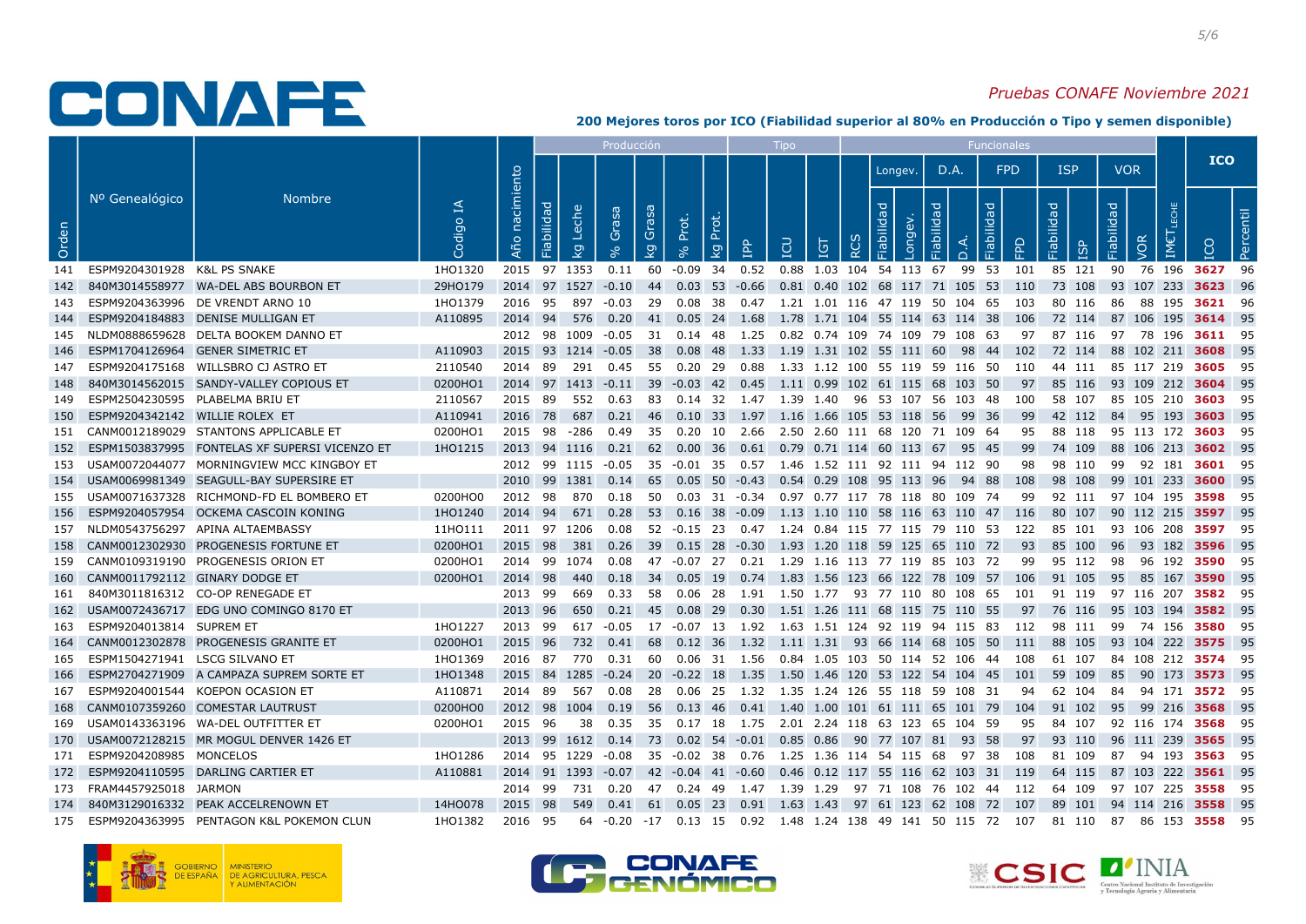# CONAFE

*Pruebas CONAFE Noviembre 2021*

**200 Mejores toros por ICO (Fiabilidad superior al 80% en Producción o Tipo y semen disponible)**

| Orden | Nº Genealógico | Nombre | Codigo IA | Año nacimiento | Producción | | | | | | | Tipo | | | Funcionales | | | | | | | | | | | | ICO | |
|---|---|---|---|---|---|---|---|---|---|---|---|---|---|---|---|---|---|---|---|---|---|---|---|---|---|---|---|---|
| | | | | | Fiabilidad | kg Leche | % Grasa | kg Grasa | % Prot. | kg Prot. | IPP | ICU | IGT | RCS | Longev. | | D.A. | | FPD | | ISP | | VOR | | $IM€T_{LECHE}$ | ICO | Percentil |
| | | | | | | | | | | | | | | | Fiabilidad | Longev. | Fiabilidad | D.A. | Fiabilidad | FPD | Fiabilidad | ISP | Fiabilidad | VOR | | | |
| 141 | ESPM9204301928 | K&L PS SNAKE | 1HO1320 | 2015 | 97 | 1353 | 0.11 | 60 | -0.09 | 34 | 0.52 | 0.88 | 1.03 | 104 | 54 | 113 | 67 | 99 | 53 | 101 | 85 | 121 | 90 | 76 | 196 | **3627** | 96 |
| 142 | 840M3014558977 | WA-DEL ABS BOURBON ET | 29HO179 | 2014 | 97 | 1527 | -0.10 | 44 | 0.03 | 53 | -0.66 | 0.81 | 0.40 | 102 | 68 | 117 | 71 | 105 | 53 | 110 | 73 | 108 | 93 | 107 | 233 | **3623** | 96 |
| 143 | ESPM9204363996 | DE VRENDT ARNO 10 | 1HO1379 | 2016 | 95 | 897 | -0.03 | 29 | 0.08 | 38 | 0.47 | 1.21 | 1.01 | 116 | 47 | 119 | 50 | 104 | 65 | 103 | 80 | 116 | 86 | 88 | 195 | **3621** | 96 |
| 144 | ESPM9204184883 | DENISE MULLIGAN ET | A110895 | 2014 | 94 | 576 | 0.20 | 41 | 0.05 | 24 | 1.68 | 1.78 | 1.71 | 104 | 55 | 114 | 63 | 114 | 38 | 106 | 72 | 114 | 87 | 106 | 195 | **3614** | 95 |
| 145 | NLDM0888659628 | DELTA BOOKEM DANNO ET | | 2012 | 98 | 1009 | -0.05 | 31 | 0.14 | 48 | 1.25 | 0.82 | 0.74 | 109 | 74 | 109 | 79 | 108 | 63 | 97 | 87 | 116 | 97 | 78 | 196 | **3611** | 95 |
| 146 | ESPM1704126964 | GENER SIMETRIC ET | A110903 | 2015 | 93 | 1214 | -0.05 | 38 | 0.08 | 48 | 1.33 | 1.19 | 1.31 | 102 | 55 | 111 | 60 | 98 | 44 | 102 | 72 | 114 | 88 | 102 | 211 | **3608** | 95 |
| 147 | ESPM9204175168 | WILLSBRO CJ ASTRO ET | 2110540 | 2014 | 89 | 291 | 0.45 | 55 | 0.20 | 29 | 0.88 | 1.33 | 1.12 | 100 | 55 | 119 | 59 | 116 | 50 | 110 | 44 | 111 | 85 | 117 | 219 | **3605** | 95 |
| 148 | 840M3014562015 | SANDY-VALLEY COPIOUS ET | 0200HO1 | 2014 | 97 | 1413 | -0.11 | 39 | -0.03 | 42 | 0.45 | 1.11 | 0.99 | 102 | 61 | 115 | 68 | 103 | 50 | 97 | 85 | 116 | 93 | 109 | 212 | **3604** | 95 |
| 149 | ESPM2504230595 | PLABELMA BRIU ET | 2110567 | 2015 | 89 | 552 | 0.63 | 83 | 0.14 | 32 | 1.47 | 1.39 | 1.40 | 96 | 53 | 107 | 56 | 103 | 48 | 100 | 58 | 107 | 85 | 105 | 210 | **3603** | 95 |
| 150 | ESPM9204342142 | WILLIE ROLEX ET | A110941 | 2016 | 78 | 687 | 0.21 | 46 | 0.10 | 33 | 1.97 | 1.16 | 1.66 | 105 | 53 | 118 | 56 | 99 | 36 | 99 | 42 | 112 | 84 | 95 | 193 | **3603** | 95 |
| 151 | CANM0012189029 | STANTONS APPLICABLE ET | 0200HO1 | 2015 | 98 | -286 | 0.49 | 35 | 0.20 | 10 | 2.66 | 2.50 | 2.60 | 111 | 68 | 120 | 71 | 109 | 64 | 95 | 88 | 118 | 95 | 113 | 172 | **3603** | 95 |
| 152 | ESPM1503837995 | FONTELAS XF SUPERSI VICENZO ET | 1HO1215 | 2013 | 94 | 1116 | 0.21 | 62 | 0.00 | 36 | 0.61 | 0.79 | 0.71 | 114 | 60 | 113 | 67 | 95 | 45 | 99 | 74 | 109 | 88 | 106 | 213 | **3602** | 95 |
| 153 | USAM0072044077 | MORNINGVIEW MCC KINGBOY ET | | 2012 | 99 | 1115 | -0.05 | 35 | -0.01 | 35 | 0.57 | 1.46 | 1.52 | 111 | 92 | 111 | 94 | 112 | 90 | 98 | 98 | 110 | 99 | 92 | 181 | **3601** | 95 |
| 154 | USAM0069981349 | SEAGULL-BAY SUPERSIRE ET | | 2010 | 99 | 1381 | 0.14 | 65 | 0.05 | 50 | -0.43 | 0.54 | 0.29 | 108 | 95 | 113 | 96 | 94 | 88 | 108 | 98 | 108 | 99 | 101 | 233 | **3600** | 95 |
| 155 | USAM0071637328 | RICHMOND-FD EL BOMBERO ET | 0200HO0 | 2012 | 98 | 870 | 0.18 | 50 | 0.03 | 31 | -0.34 | 0.97 | 0.77 | 117 | 78 | 118 | 80 | 109 | 74 | 99 | 92 | 111 | 97 | 104 | 195 | **3598** | 95 |
| 156 | ESPM9204057954 | OCKEMA CASCOIN KONING | 1HO1240 | 2014 | 94 | 671 | 0.28 | 53 | 0.16 | 38 | -0.09 | 1.13 | 1.10 | 110 | 58 | 116 | 63 | 110 | 47 | 116 | 80 | 107 | 90 | 112 | 215 | **3597** | 95 |
| 157 | NLDM0543756297 | APINA ALTAEMBASSY | 11HO111 | 2011 | 97 | 1206 | 0.08 | 52 | -0.15 | 23 | 0.47 | 1.24 | 0.84 | 115 | 77 | 115 | 79 | 110 | 53 | 122 | 85 | 101 | 93 | 106 | 208 | **3597** | 95 |
| 158 | CANM0012302930 | PROGENESIS FORTUNE ET | 0200HO1 | 2015 | 98 | 381 | 0.26 | 39 | 0.15 | 28 | -0.30 | 1.93 | 1.20 | 118 | 59 | 125 | 65 | 110 | 72 | 93 | 85 | 100 | 96 | 93 | 182 | **3596** | 95 |
| 159 | CANM0109319190 | PROGENESIS ORION ET | 0200HO1 | 2014 | 99 | 1074 | 0.08 | 47 | -0.07 | 27 | 0.21 | 1.29 | 1.16 | 113 | 77 | 119 | 85 | 103 | 72 | 99 | 95 | 112 | 98 | 96 | 192 | **3590** | 95 |
| 160 | CANM0011792112 | GINARY DODGE ET | 0200HO1 | 2014 | 98 | 440 | 0.18 | 34 | 0.05 | 19 | 0.74 | 1.83 | 1.56 | 123 | 66 | 122 | 78 | 109 | 57 | 106 | 91 | 105 | 95 | 85 | 167 | **3590** | 95 |
| 161 | 840M3011816312 | CO-OP RENEGADE ET | | 2013 | 99 | 669 | 0.33 | 58 | 0.06 | 28 | 1.91 | 1.50 | 1.77 | 93 | 77 | 110 | 80 | 108 | 65 | 101 | 91 | 119 | 97 | 116 | 207 | **3582** | 95 |
| 162 | USAM0072436717 | EDG UNO COMINGO 8170 ET | | 2013 | 96 | 650 | 0.21 | 45 | 0.08 | 29 | 0.30 | 1.51 | 1.26 | 111 | 68 | 115 | 75 | 110 | 55 | 97 | 76 | 116 | 95 | 103 | 194 | **3582** | 95 |
| 163 | ESPM9204013814 | SUPREM ET | 1HO1227 | 2013 | 99 | 617 | -0.05 | 17 | -0.07 | 13 | 1.92 | 1.63 | 1.51 | 124 | 92 | 119 | 94 | 115 | 83 | 112 | 98 | 111 | 99 | 74 | 156 | **3580** | 95 |
| 164 | CANM0012302878 | PROGENESIS GRANITE ET | 0200HO1 | 2015 | 96 | 732 | 0.41 | 68 | 0.12 | 36 | 1.32 | 1.11 | 1.31 | 93 | 66 | 114 | 68 | 105 | 50 | 111 | 88 | 105 | 93 | 104 | 222 | **3575** | 95 |
| 165 | ESPM1504271941 | LSCG SILVANO ET | 1HO1369 | 2016 | 87 | 770 | 0.31 | 60 | 0.06 | 31 | 1.56 | 0.84 | 1.05 | 103 | 50 | 114 | 52 | 106 | 44 | 108 | 61 | 107 | 84 | 108 | 212 | **3574** | 95 |
| 166 | ESPM2704271909 | A CAMPAZA SUPREM SORTE ET | 1HO1348 | 2015 | 84 | 1285 | -0.24 | 20 | -0.22 | 18 | 1.35 | 1.50 | 1.46 | 120 | 53 | 122 | 54 | 104 | 45 | 101 | 59 | 109 | 85 | 90 | 173 | **3573** | 95 |
| 167 | ESPM9204001544 | KOEPON OCASION ET | A110871 | 2014 | 89 | 567 | 0.08 | 28 | 0.06 | 25 | 1.32 | 1.35 | 1.24 | 126 | 55 | 118 | 59 | 108 | 31 | 94 | 62 | 104 | 84 | 94 | 171 | **3572** | 95 |
| 168 | CANM0107359260 | COMESTAR LAUTRUST | 0200HO0 | 2012 | 98 | 1004 | 0.19 | 56 | 0.13 | 46 | 0.41 | 1.40 | 1.00 | 101 | 61 | 111 | 65 | 101 | 79 | 104 | 91 | 102 | 95 | 99 | 216 | **3568** | 95 |
| 169 | USAM0143363196 | WA-DEL OUTFITTER ET | 0200HO1 | 2015 | 96 | 38 | 0.35 | 35 | 0.17 | 18 | 1.75 | 2.01 | 2.24 | 118 | 63 | 123 | 65 | 104 | 59 | 95 | 84 | 107 | 92 | 116 | 174 | **3568** | 95 |
| 170 | USAM0072128215 | MR MOGUL DENVER 1426 ET | | 2013 | 99 | 1612 | 0.14 | 73 | 0.02 | 54 | -0.01 | 0.85 | 0.86 | 90 | 77 | 107 | 81 | 93 | 58 | 97 | 93 | 110 | 96 | 111 | 239 | **3565** | 95 |
| 171 | ESPM9204208985 | MONCELOS | 1HO1286 | 2014 | 95 | 1229 | -0.08 | 35 | -0.02 | 38 | 0.76 | 1.25 | 1.36 | 114 | 54 | 115 | 68 | 97 | 38 | 108 | 81 | 109 | 87 | 94 | 193 | **3563** | 95 |
| 172 | ESPM9204110595 | DARLING CARTIER ET | A110881 | 2014 | 91 | 1393 | -0.07 | 42 | -0.04 | 41 | -0.60 | 0.46 | 0.12 | 117 | 55 | 116 | 62 | 103 | 31 | 119 | 64 | 115 | 87 | 103 | 222 | **3561** | 95 |
| 173 | FRAM4457925018 | JARMON | | 2014 | 99 | 731 | 0.20 | 47 | 0.24 | 49 | 1.47 | 1.39 | 1.29 | 97 | 71 | 108 | 76 | 102 | 44 | 112 | 64 | 109 | 97 | 107 | 225 | **3558** | 95 |
| 174 | 840M3129016332 | PEAK ACCELRENOWN ET | 14HO078 | 2015 | 98 | 549 | 0.41 | 61 | 0.05 | 23 | 0.91 | 1.63 | 1.43 | 97 | 61 | 123 | 62 | 108 | 72 | 107 | 89 | 101 | 94 | 114 | 216 | **3558** | 95 |
| 175 | ESPM9204363995 | PENTAGON K&L POKEMON CLUN | 1HO1382 | 2016 | 95 | 64 | -0.20 | -17 | 0.13 | 15 | 0.92 | 1.48 | 1.24 | 138 | 49 | 141 | 50 | 115 | 72 | 107 | 81 | 110 | 87 | 86 | 153 | **3558** | 95 |

GOBIERNO DE ESPAÑA | MINISTERIO DE AGRICULTURA, PESCA Y ALIMENTACIÓN

CONAFE GENÓMICO

CSIC — CONSEJO SUPERIOR DE INVESTIGACIONES CIENTÍFICAS

INIA — Centro Nacional Instituto de Investigación y Tecnología Agraria y Alimentaria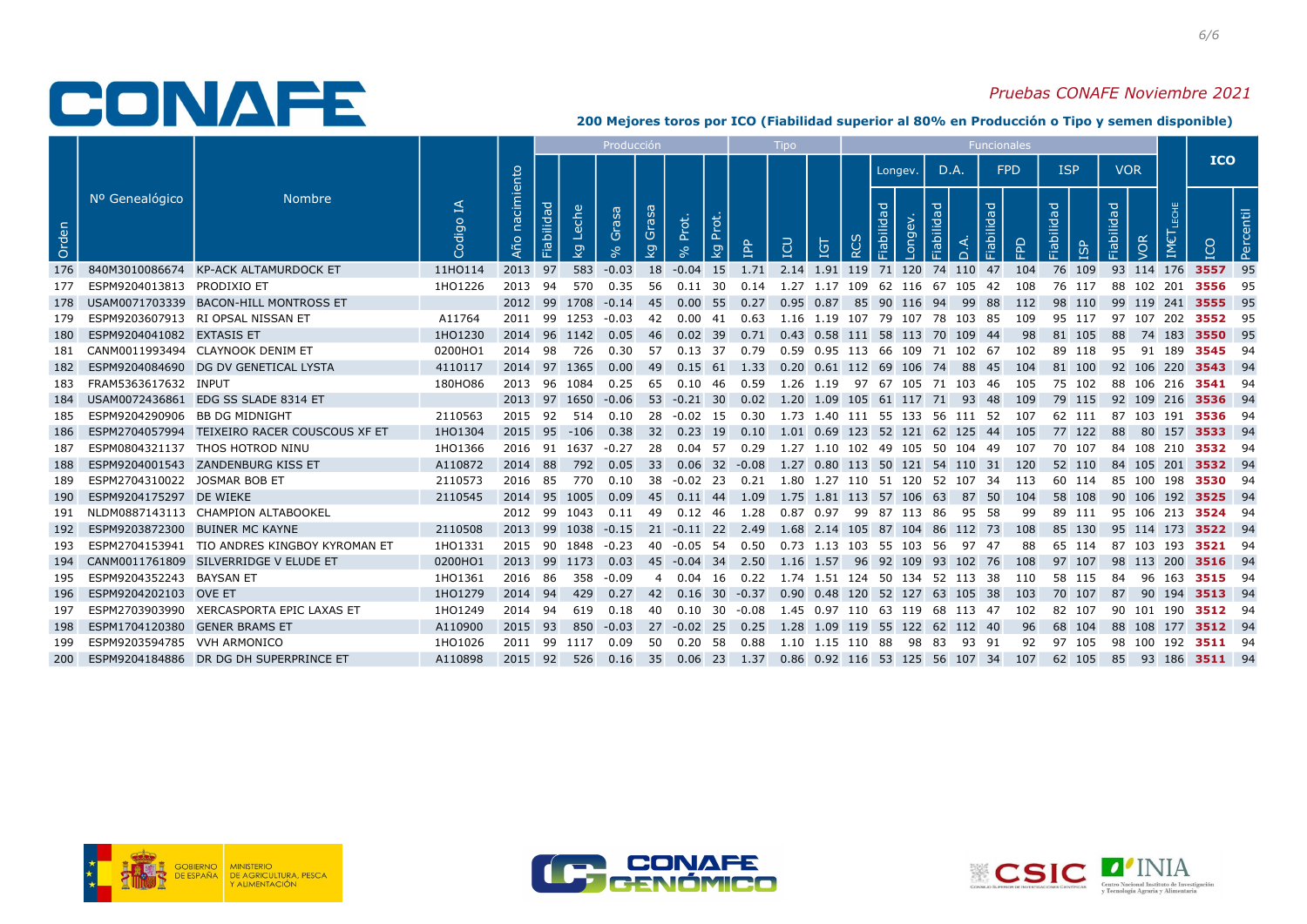*Pruebas CONAFE Noviembre 2021*

**200 Mejores toros por ICO (Fiabilidad superior al 80% en Producción o Tipo y semen disponible)**

| Orden | Nº Genealógico | Nombre | Codigo IA | Año nacimiento | Producción | | | | | | | Tipo | | | Funcionales | | | | | | | | | | | | | ICO | |
|---|---|---|---|---|---|---|---|---|---|---|---|---|---|---|---|---|---|---|---|---|---|---|---|---|---|---|---|---|---|
| | | | | | Fiabilidad | kg Leche | % Grasa | kg Grasa | % Prot. | kg Prot. | IPP | ICU | IGT | RCS | Longev. | | D.A. | | FPD | | ISP | | VOR | | $IM€T_{LECHE}$ | | | ICO | Percentil |
| | | | | | | | | | | | | | | | Fiabilidad | Longev. | Fiabilidad | D.A. | Fiabilidad | FPD | Fiabilidad | ISP | Fiabilidad | VOR | | | | | |
| 176 | 840M3010086674 | KP-ACK ALTAMURDOCK ET | 11HO114 | 2013 | 97 | 583 | -0.03 | 18 | -0.04 | 15 | 1.71 | 2.14 | 1.91 | 119 | 71 | 120 | 74 | 110 | 47 | 104 | 76 | 109 | 93 | 114 | 176 | | | **3557** | 95 |
| 177 | ESPM9204013813 | PRODIXIO ET | 1HO1226 | 2013 | 94 | 570 | 0.35 | 56 | 0.11 | 30 | 0.14 | 1.27 | 1.17 | 109 | 62 | 116 | 67 | 105 | 42 | 108 | 76 | 117 | 88 | 102 | 201 | | | **3556** | 95 |
| 178 | USAM0071703339 | BACON-HILL MONTROSS ET | | 2012 | 99 | 1708 | -0.14 | 45 | 0.00 | 55 | 0.27 | 0.95 | 0.87 | 85 | 90 | 116 | 94 | 99 | 88 | 112 | 98 | 110 | 99 | 119 | 241 | | | **3555** | 95 |
| 179 | ESPM9203607913 | RI OPSAL NISSAN ET | A11764 | 2011 | 99 | 1253 | -0.03 | 42 | 0.00 | 41 | 0.63 | 1.16 | 1.19 | 107 | 79 | 107 | 78 | 103 | 85 | 109 | 95 | 117 | 97 | 107 | 202 | | | **3552** | 95 |
| 180 | ESPM9204041082 | EXTASIS ET | 1HO1230 | 2014 | 96 | 1142 | 0.05 | 46 | 0.02 | 39 | 0.71 | 0.43 | 0.58 | 111 | 58 | 113 | 70 | 109 | 44 | 98 | 81 | 105 | 88 | 74 | 183 | | | **3550** | 95 |
| 181 | CANM0011993494 | CLAYNOOK DENIM ET | 0200HO1 | 2014 | 98 | 726 | 0.30 | 57 | 0.13 | 37 | 0.79 | 0.59 | 0.95 | 113 | 66 | 109 | 71 | 102 | 67 | 102 | 89 | 118 | 95 | 91 | 189 | | | **3545** | 94 |
| 182 | ESPM9204084690 | DG DV GENETICAL LYSTA | 4110117 | 2014 | 97 | 1365 | 0.00 | 49 | 0.15 | 61 | 1.33 | 0.20 | 0.61 | 112 | 69 | 106 | 74 | 88 | 45 | 104 | 81 | 100 | 92 | 106 | 220 | | | **3543** | 94 |
| 183 | FRAM5363617632 | INPUT | 180HO86 | 2013 | 96 | 1084 | 0.25 | 65 | 0.10 | 46 | 0.59 | 1.26 | 1.19 | 97 | 67 | 105 | 71 | 103 | 46 | 105 | 75 | 102 | 88 | 106 | 216 | | | **3541** | 94 |
| 184 | USAM0072436861 | EDG SS SLADE 8314 ET | | 2013 | 97 | 1650 | -0.06 | 53 | -0.21 | 30 | 0.02 | 1.20 | 1.09 | 105 | 61 | 117 | 71 | 93 | 48 | 109 | 79 | 115 | 92 | 109 | 216 | | | **3536** | 94 |
| 185 | ESPM9204290906 | BB DG MIDNIGHT | 2110563 | 2015 | 92 | 514 | 0.10 | 28 | -0.02 | 15 | 0.30 | 1.73 | 1.40 | 111 | 55 | 133 | 56 | 111 | 52 | 107 | 62 | 111 | 87 | 103 | 191 | | | **3536** | 94 |
| 186 | ESPM2704057994 | TEIXEIRO RACER COUSCOUS XF ET | 1HO1304 | 2015 | 95 | -106 | 0.38 | 32 | 0.23 | 19 | 0.10 | 1.01 | 0.69 | 123 | 52 | 121 | 62 | 125 | 44 | 105 | 77 | 122 | 88 | 80 | 157 | | | **3533** | 94 |
| 187 | ESPM0804321137 | THOS HOTROD NINU | 1HO1366 | 2016 | 91 | 1637 | -0.27 | 28 | 0.04 | 57 | 0.29 | 1.27 | 1.10 | 102 | 49 | 105 | 50 | 104 | 49 | 107 | 70 | 107 | 84 | 108 | 210 | | | **3532** | 94 |
| 188 | ESPM9204001543 | ZANDENBURG KISS ET | A110872 | 2014 | 88 | 792 | 0.05 | 33 | 0.06 | 32 | -0.08 | 1.27 | 0.80 | 113 | 50 | 121 | 54 | 110 | 31 | 120 | 52 | 110 | 84 | 105 | 201 | | | **3532** | 94 |
| 189 | ESPM2704310022 | JOSMAR BOB ET | 2110573 | 2016 | 85 | 770 | 0.10 | 38 | -0.02 | 23 | 0.21 | 1.80 | 1.27 | 110 | 51 | 120 | 52 | 107 | 34 | 113 | 60 | 114 | 85 | 100 | 198 | | | **3530** | 94 |
| 190 | ESPM9204175297 | DE WIEKE | 2110545 | 2014 | 95 | 1005 | 0.09 | 45 | 0.11 | 44 | 1.09 | 1.75 | 1.81 | 113 | 57 | 106 | 63 | 87 | 50 | 104 | 58 | 108 | 90 | 106 | 192 | | | **3525** | 94 |
| 191 | NLDM0887143113 | CHAMPION ALTABOOKEL | | 2012 | 99 | 1043 | 0.11 | 49 | 0.12 | 46 | 1.28 | 0.87 | 0.97 | 99 | 87 | 113 | 86 | 95 | 58 | 99 | 89 | 111 | 95 | 106 | 213 | | | **3524** | 94 |
| 192 | ESPM9203872300 | BUINER MC KAYNE | 2110508 | 2013 | 99 | 1038 | -0.15 | 21 | -0.11 | 22 | 2.49 | 1.68 | 2.14 | 105 | 87 | 104 | 86 | 112 | 73 | 108 | 85 | 130 | 95 | 114 | 173 | | | **3522** | 94 |
| 193 | ESPM2704153941 | TIO ANDRES KINGBOY KYROMAN ET | 1HO1331 | 2015 | 90 | 1848 | -0.23 | 40 | -0.05 | 54 | 0.50 | 0.73 | 1.13 | 103 | 55 | 103 | 56 | 97 | 47 | 88 | 65 | 114 | 87 | 103 | 193 | | | **3521** | 94 |
| 194 | CANM0011761809 | SILVERRIDGE V ELUDE ET | 0200HO1 | 2013 | 99 | 1173 | 0.03 | 45 | -0.04 | 34 | 2.50 | 1.16 | 1.57 | 96 | 92 | 109 | 93 | 102 | 76 | 108 | 97 | 107 | 98 | 113 | 200 | | | **3516** | 94 |
| 195 | ESPM9204352243 | BAYSAN ET | 1HO1361 | 2016 | 86 | 358 | -0.09 | 4 | 0.04 | 16 | 0.22 | 1.74 | 1.51 | 124 | 50 | 134 | 52 | 113 | 38 | 110 | 58 | 115 | 84 | 96 | 163 | | | **3515** | 94 |
| 196 | ESPM9204202103 | OVE ET | 1HO1279 | 2014 | 94 | 429 | 0.27 | 42 | 0.16 | 30 | -0.37 | 0.90 | 0.48 | 120 | 52 | 127 | 63 | 105 | 38 | 103 | 70 | 107 | 87 | 90 | 194 | | | **3513** | 94 |
| 197 | ESPM2703903990 | XERCASPORTA EPIC LAXAS ET | 1HO1249 | 2014 | 94 | 619 | 0.18 | 40 | 0.10 | 30 | -0.08 | 1.45 | 0.97 | 110 | 63 | 119 | 68 | 113 | 47 | 102 | 82 | 107 | 90 | 101 | 190 | | | **3512** | 94 |
| 198 | ESPM1704120380 | GENER BRAMS ET | A110900 | 2015 | 93 | 850 | -0.03 | 27 | -0.02 | 25 | 0.25 | 1.28 | 1.09 | 119 | 55 | 122 | 62 | 112 | 40 | 96 | 68 | 104 | 88 | 108 | 177 | | | **3512** | 94 |
| 199 | ESPM9203594785 | VVH ARMONICO | 1HO1026 | 2011 | 99 | 1117 | 0.09 | 50 | 0.20 | 58 | 0.88 | 1.10 | 1.15 | 110 | 88 | 98 | 83 | 93 | 91 | 92 | 97 | 105 | 98 | 100 | 192 | | | **3511** | 94 |
| 200 | ESPM9204184886 | DR DG DH SUPERPRINCE ET | A110898 | 2015 | 92 | 526 | 0.16 | 35 | 0.06 | 23 | 1.37 | 0.86 | 0.92 | 116 | 53 | 125 | 56 | 107 | 34 | 107 | 62 | 105 | 85 | 93 | 186 | | | **3511** | 94 |